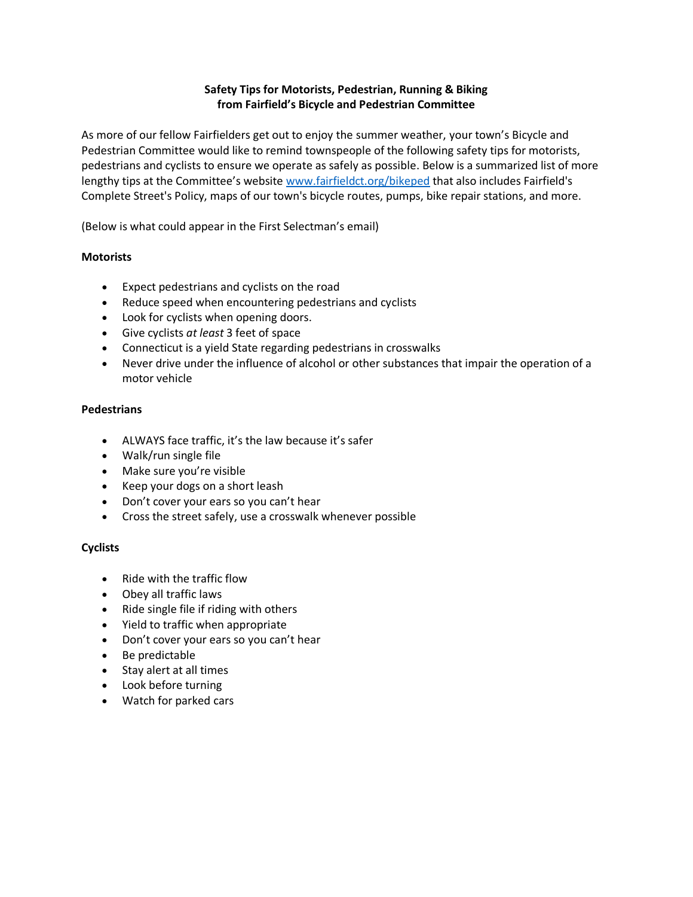**Safety Tips for Motorists, Pedestrian, Running & Biking**
**from Fairfield's Bicycle and Pedestrian Committee**

As more of our fellow Fairfielders get out to enjoy the summer weather, your town's Bicycle and Pedestrian Committee would like to remind townspeople of the following safety tips for motorists, pedestrians and cyclists to ensure we operate as safely as possible. Below is a summarized list of more lengthy tips at the Committee's website [www.fairfieldct.org/bikeped](http://www.fairfieldct.org/bikeped) that also includes Fairfield's Complete Street's Policy, maps of our town's bicycle routes, pumps, bike repair stations, and more.

(Below is what could appear in the First Selectman's email)

**Motorists**

- Expect pedestrians and cyclists on the road
- Reduce speed when encountering pedestrians and cyclists
- Look for cyclists when opening doors.
- Give cyclists *at least* 3 feet of space
- Connecticut is a yield State regarding pedestrians in crosswalks
- Never drive under the influence of alcohol or other substances that impair the operation of a motor vehicle

**Pedestrians**

- ALWAYS face traffic, it's the law because it's safer
- Walk/run single file
- Make sure you're visible
- Keep your dogs on a short leash
- Don't cover your ears so you can't hear
- Cross the street safely, use a crosswalk whenever possible

**Cyclists**

- Ride with the traffic flow
- Obey all traffic laws
- Ride single file if riding with others
- Yield to traffic when appropriate
- Don't cover your ears so you can't hear
- Be predictable
- Stay alert at all times
- Look before turning
- Watch for parked cars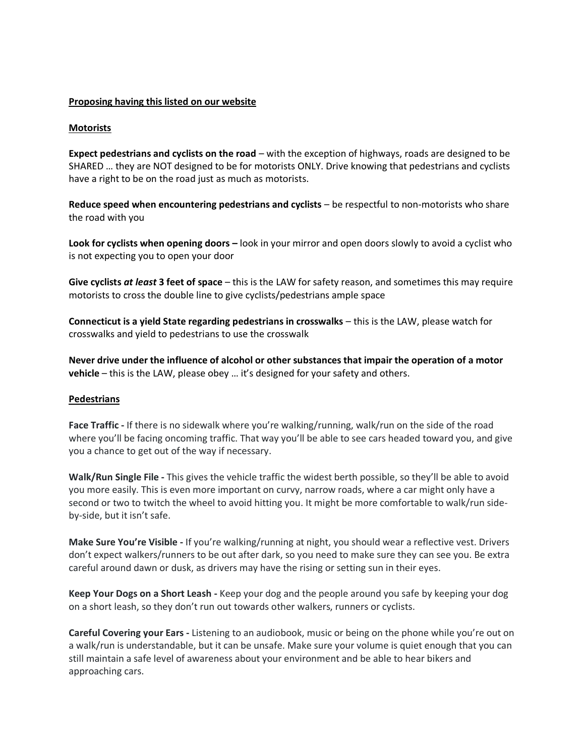<u>**Proposing having this listed on our website**</u>

<u>**Motorists**</u>

**Expect pedestrians and cyclists on the road** – with the exception of highways, roads are designed to be SHARED … they are NOT designed to be for motorists ONLY. Drive knowing that pedestrians and cyclists have a right to be on the road just as much as motorists.

**Reduce speed when encountering pedestrians and cyclists** – be respectful to non-motorists who share the road with you

**Look for cyclists when opening doors –** look in your mirror and open doors slowly to avoid a cyclist who is not expecting you to open your door

**Give cyclists *at least* 3 feet of space** – this is the LAW for safety reason, and sometimes this may require motorists to cross the double line to give cyclists/pedestrians ample space

**Connecticut is a yield State regarding pedestrians in crosswalks** – this is the LAW, please watch for crosswalks and yield to pedestrians to use the crosswalk

**Never drive under the influence of alcohol or other substances that impair the operation of a motor vehicle** – this is the LAW, please obey … it's designed for your safety and others.

<u>**Pedestrians**</u>

**Face Traffic -** If there is no sidewalk where you're walking/running, walk/run on the side of the road where you'll be facing oncoming traffic. That way you'll be able to see cars headed toward you, and give you a chance to get out of the way if necessary.

**Walk/Run Single File -** This gives the vehicle traffic the widest berth possible, so they'll be able to avoid you more easily. This is even more important on curvy, narrow roads, where a car might only have a second or two to twitch the wheel to avoid hitting you. It might be more comfortable to walk/run side-by-side, but it isn't safe.

**Make Sure You're Visible -** If you're walking/running at night, you should wear a reflective vest. Drivers don't expect walkers/runners to be out after dark, so you need to make sure they can see you. Be extra careful around dawn or dusk, as drivers may have the rising or setting sun in their eyes.

**Keep Your Dogs on a Short Leash -** Keep your dog and the people around you safe by keeping your dog on a short leash, so they don't run out towards other walkers, runners or cyclists.

**Careful Covering your Ears -** Listening to an audiobook, music or being on the phone while you're out on a walk/run is understandable, but it can be unsafe. Make sure your volume is quiet enough that you can still maintain a safe level of awareness about your environment and be able to hear bikers and approaching cars.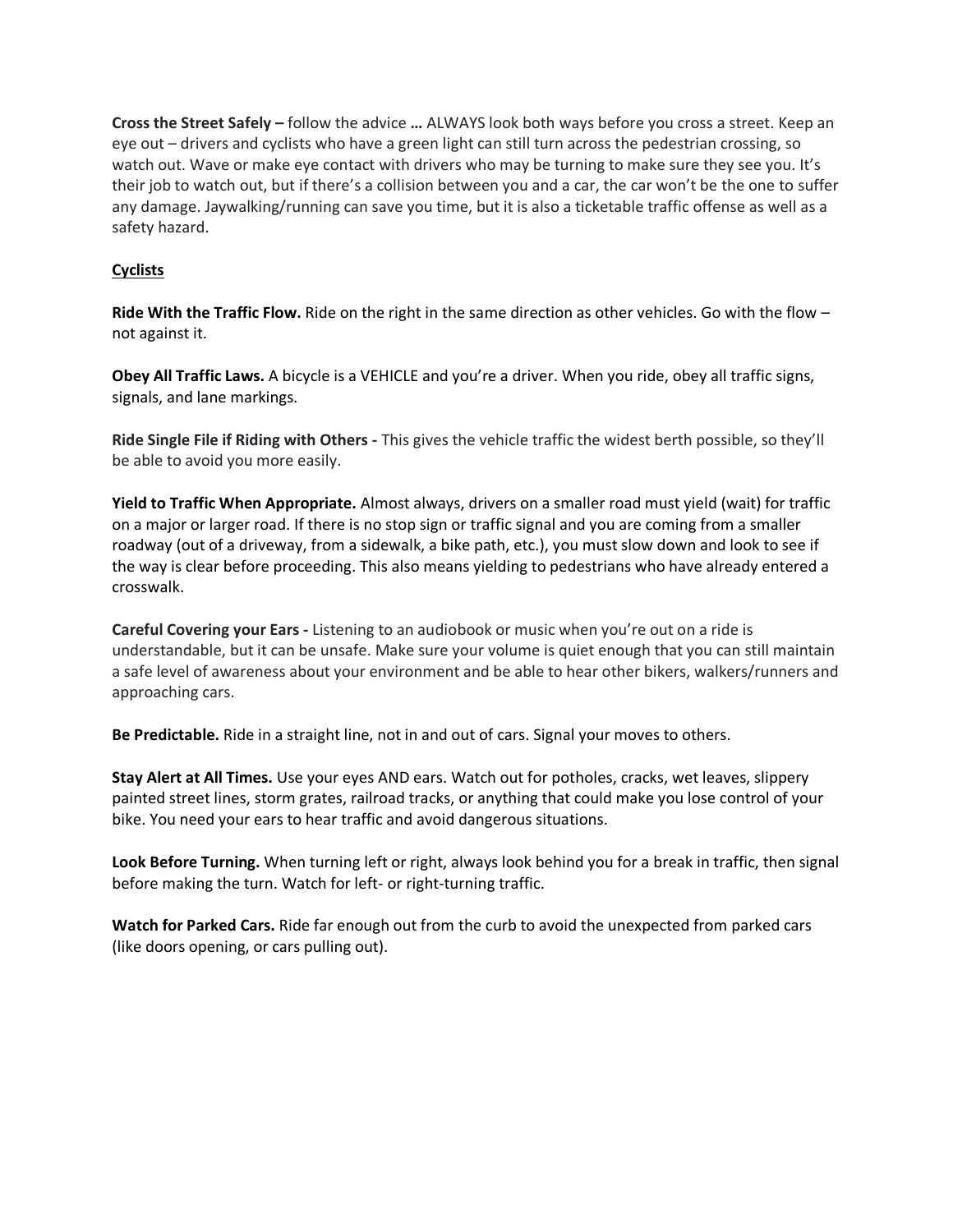**Cross the Street Safely –** follow the advice **…** ALWAYS look both ways before you cross a street. Keep an eye out – drivers and cyclists who have a green light can still turn across the pedestrian crossing, so watch out. Wave or make eye contact with drivers who may be turning to make sure they see you. It's their job to watch out, but if there's a collision between you and a car, the car won't be the one to suffer any damage. Jaywalking/running can save you time, but it is also a ticketable traffic offense as well as a safety hazard.

## <u>Cyclists</u>

**Ride With the Traffic Flow.** Ride on the right in the same direction as other vehicles. Go with the flow – not against it.

**Obey All Traffic Laws.** A bicycle is a VEHICLE and you're a driver. When you ride, obey all traffic signs, signals, and lane markings.

**Ride Single File if Riding with Others -** This gives the vehicle traffic the widest berth possible, so they'll be able to avoid you more easily.

**Yield to Traffic When Appropriate.** Almost always, drivers on a smaller road must yield (wait) for traffic on a major or larger road. If there is no stop sign or traffic signal and you are coming from a smaller roadway (out of a driveway, from a sidewalk, a bike path, etc.), you must slow down and look to see if the way is clear before proceeding. This also means yielding to pedestrians who have already entered a crosswalk.

**Careful Covering your Ears -** Listening to an audiobook or music when you're out on a ride is understandable, but it can be unsafe. Make sure your volume is quiet enough that you can still maintain a safe level of awareness about your environment and be able to hear other bikers, walkers/runners and approaching cars.

**Be Predictable.** Ride in a straight line, not in and out of cars. Signal your moves to others.

**Stay Alert at All Times.** Use your eyes AND ears. Watch out for potholes, cracks, wet leaves, slippery painted street lines, storm grates, railroad tracks, or anything that could make you lose control of your bike. You need your ears to hear traffic and avoid dangerous situations.

**Look Before Turning.** When turning left or right, always look behind you for a break in traffic, then signal before making the turn. Watch for left- or right-turning traffic.

**Watch for Parked Cars.** Ride far enough out from the curb to avoid the unexpected from parked cars (like doors opening, or cars pulling out).